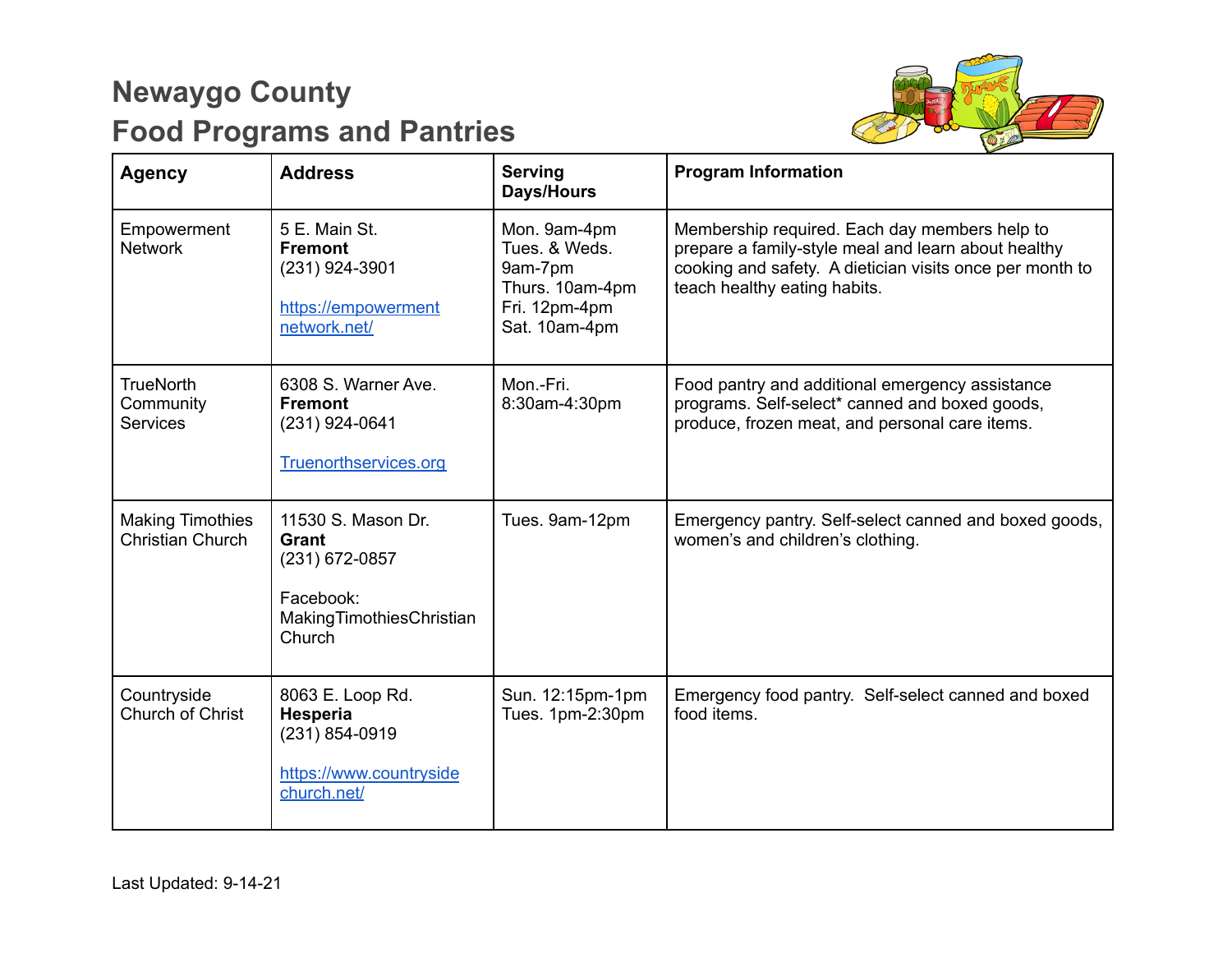# Newaygo County
# Food Programs and Pantries

| Agency | Address | Serving Days/Hours | Program Information |
|---|---|---|---|
| Empowerment Network | 5 E. Main St.<br>**Fremont**<br>(231) 924-3901<br><br>https://empowermentnetwork.net/ | Mon. 9am-4pm<br>Tues. & Weds. 9am-7pm<br>Thurs. 10am-4pm<br>Fri. 12pm-4pm<br>Sat. 10am-4pm | Membership required. Each day members help to prepare a family-style meal and learn about healthy cooking and safety. A dietician visits once per month to teach healthy eating habits. |
| TrueNorth Community Services | 6308 S. Warner Ave.<br>**Fremont**<br>(231) 924-0641<br><br>Truenorthservices.org | Mon.-Fri.<br>8:30am-4:30pm | Food pantry and additional emergency assistance programs. Self-select* canned and boxed goods, produce, frozen meat, and personal care items. |
| Making Timothies Christian Church | 11530 S. Mason Dr.<br>**Grant**<br>(231) 672-0857<br><br>Facebook:<br>MakingTimothiesChristian Church | Tues. 9am-12pm | Emergency pantry. Self-select canned and boxed goods, women's and children's clothing. |
| Countryside Church of Christ | 8063 E. Loop Rd.<br>**Hesperia**<br>(231) 854-0919<br><br>https://www.countrysidechurch.net/ | Sun. 12:15pm-1pm<br>Tues. 1pm-2:30pm | Emergency food pantry. Self-select canned and boxed food items. |

Last Updated: 9-14-21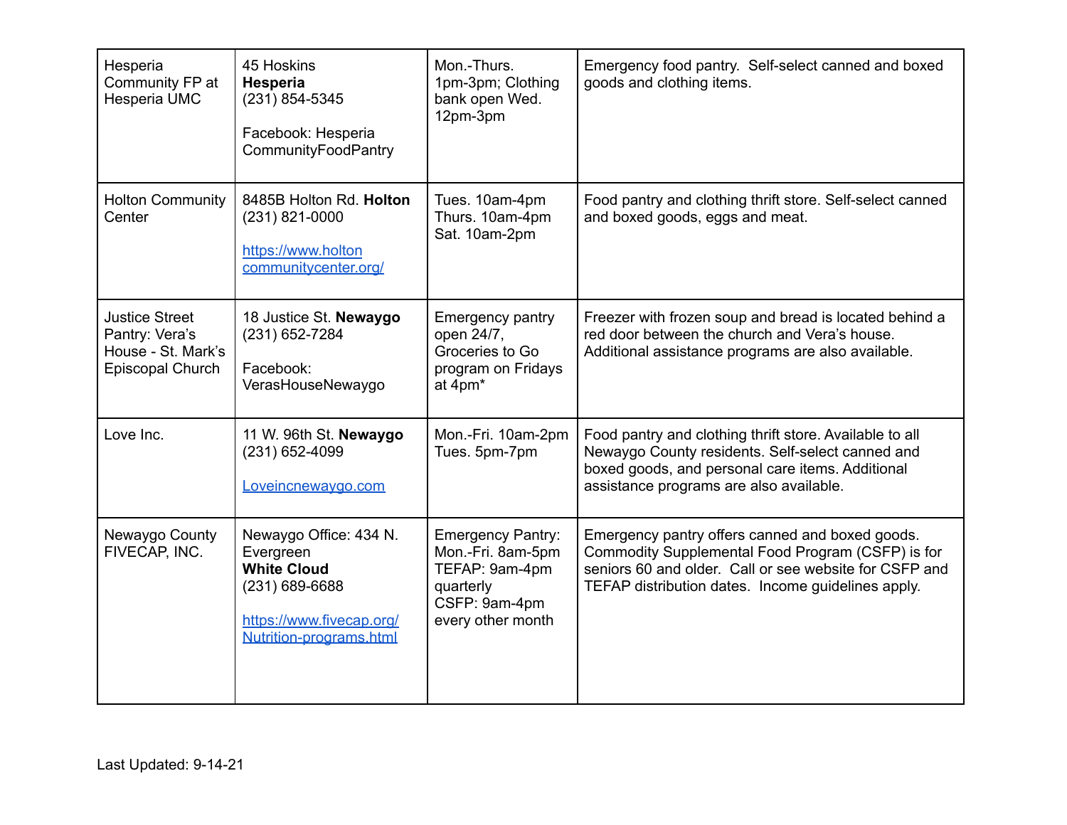| | | | |
|---|---|---|---|
| Hesperia Community FP at Hesperia UMC | 45 Hoskins **Hesperia** (231) 854-5345<br><br>Facebook: Hesperia CommunityFoodPantry | Mon.-Thurs. 1pm-3pm; Clothing bank open Wed. 12pm-3pm | Emergency food pantry. Self-select canned and boxed goods and clothing items. |
| Holton Community Center | 8485B Holton Rd. **Holton** (231) 821-0000<br><br>https://www.holtoncommunitycenter.org/ | Tues. 10am-4pm<br>Thurs. 10am-4pm<br>Sat. 10am-2pm | Food pantry and clothing thrift store. Self-select canned and boxed goods, eggs and meat. |
| Justice Street Pantry: Vera's House - St. Mark's Episcopal Church | 18 Justice St. **Newaygo** (231) 652-7284<br><br>Facebook: VerasHouseNewaygo | Emergency pantry open 24/7, Groceries to Go program on Fridays at 4pm* | Freezer with frozen soup and bread is located behind a red door between the church and Vera's house. Additional assistance programs are also available. |
| Love Inc. | 11 W. 96th St. **Newaygo** (231) 652-4099<br><br>Loveincnewaygo.com | Mon.-Fri. 10am-2pm<br>Tues. 5pm-7pm | Food pantry and clothing thrift store. Available to all Newaygo County residents. Self-select canned and boxed goods, and personal care items. Additional assistance programs are also available. |
| Newaygo County FIVECAP, INC. | Newaygo Office: 434 N. Evergreen<br>**White Cloud**<br>(231) 689-6688<br><br>https://www.fivecap.org/Nutrition-programs.html | Emergency Pantry: Mon.-Fri. 8am-5pm<br>TEFAP: 9am-4pm quarterly<br>CSFP: 9am-4pm every other month | Emergency pantry offers canned and boxed goods. Commodity Supplemental Food Program (CSFP) is for seniors 60 and older. Call or see website for CSFP and TEFAP distribution dates. Income guidelines apply. |

Last Updated: 9-14-21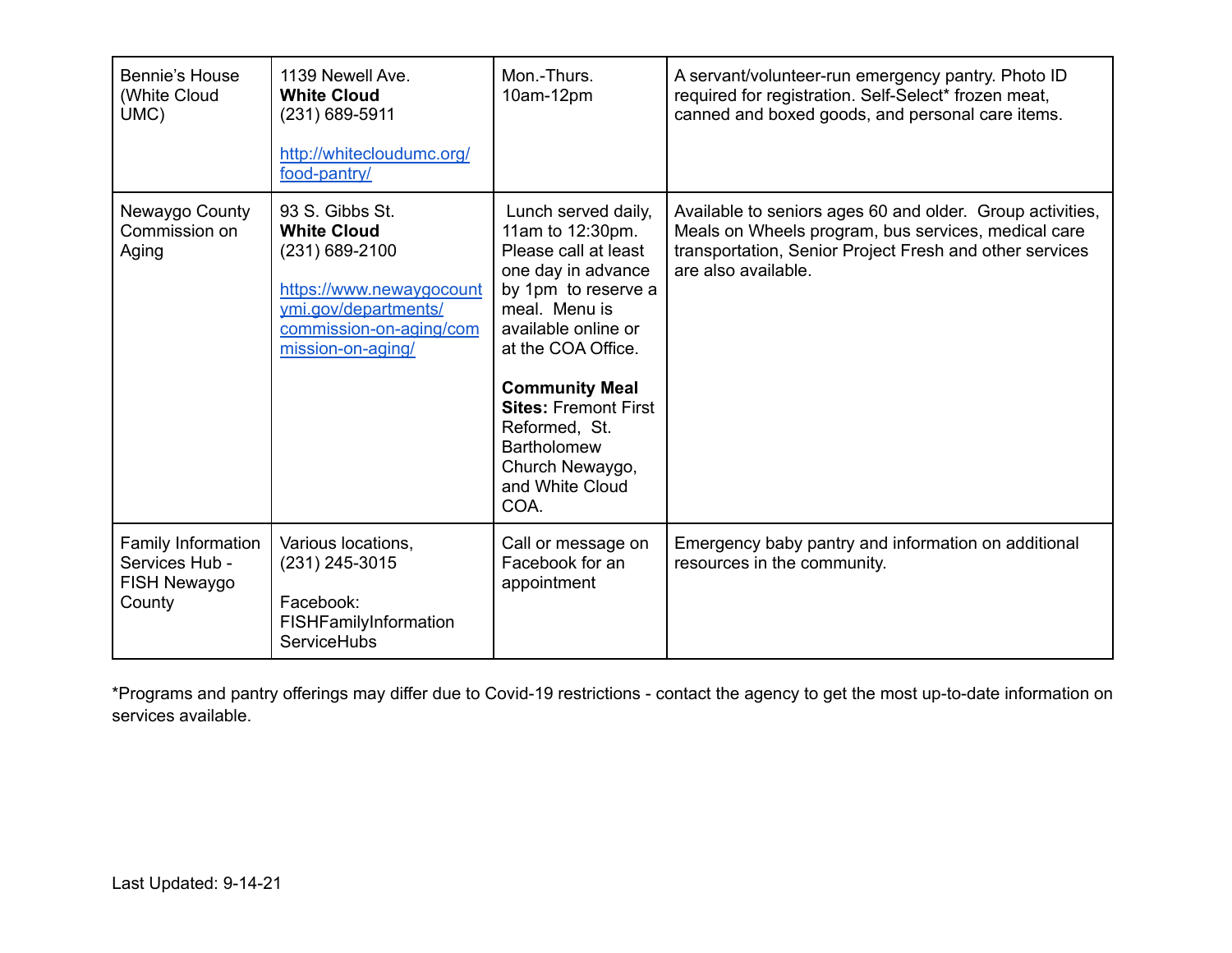| | | | |
|---|---|---|---|
| Bennie's House (White Cloud UMC) | 1139 Newell Ave.<br>**White Cloud**<br>(231) 689-5911<br><br>http://whitecloudumc.org/food-pantry/ | Mon.-Thurs.<br>10am-12pm | A servant/volunteer-run emergency pantry. Photo ID required for registration. Self-Select* frozen meat, canned and boxed goods, and personal care items. |
| Newaygo County Commission on Aging | 93 S. Gibbs St.<br>**White Cloud**<br>(231) 689-2100<br><br>https://www.newaygocountymi.gov/departments/commission-on-aging/commission-on-aging/ | Lunch served daily, 11am to 12:30pm. Please call at least one day in advance by 1pm to reserve a meal. Menu is available online or at the COA Office.<br><br>**Community Meal Sites:** Fremont First Reformed, St. Bartholomew Church Newaygo, and White Cloud COA. | Available to seniors ages 60 and older. Group activities, Meals on Wheels program, bus services, medical care transportation, Senior Project Fresh and other services are also available. |
| Family Information Services Hub - FISH Newaygo County | Various locations,<br>(231) 245-3015<br><br>Facebook:<br>FISHFamilyInformationServiceHubs | Call or message on Facebook for an appointment | Emergency baby pantry and information on additional resources in the community. |

*Programs and pantry offerings may differ due to Covid-19 restrictions - contact the agency to get the most up-to-date information on services available.

Last Updated: 9-14-21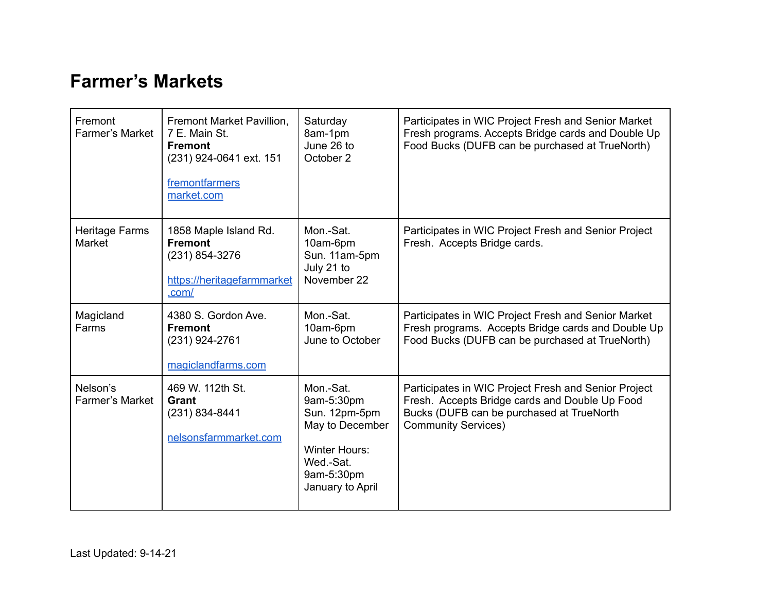# Farmer's Markets

| | | | |
|---|---|---|---|
| Fremont Farmer's Market | Fremont Market Pavillion, 7 E. Main St. **Fremont** (231) 924-0641 ext. 151<br><br>[fremontfarmersmarket.com](fremontfarmersmarket.com) | Saturday 8am-1pm June 26 to October 2 | Participates in WIC Project Fresh and Senior Market Fresh programs. Accepts Bridge cards and Double Up Food Bucks (DUFB can be purchased at TrueNorth) |
| Heritage Farms Market | 1858 Maple Island Rd. **Fremont** (231) 854-3276<br><br>[https://heritagefarmmarket.com/](https://heritagefarmmarket.com/) | Mon.-Sat. 10am-6pm Sun. 11am-5pm July 21 to November 22 | Participates in WIC Project Fresh and Senior Project Fresh. Accepts Bridge cards. |
| Magicland Farms | 4380 S. Gordon Ave. **Fremont** (231) 924-2761<br><br>[magiclandfarms.com](magiclandfarms.com) | Mon.-Sat. 10am-6pm June to October | Participates in WIC Project Fresh and Senior Market Fresh programs. Accepts Bridge cards and Double Up Food Bucks (DUFB can be purchased at TrueNorth) |
| Nelson's Farmer's Market | 469 W. 112th St. **Grant** (231) 834-8441<br><br>[nelsonsfarmmarket.com](nelsonsfarmmarket.com) | Mon.-Sat. 9am-5:30pm Sun. 12pm-5pm May to December<br><br>Winter Hours: Wed.-Sat. 9am-5:30pm January to April | Participates in WIC Project Fresh and Senior Project Fresh. Accepts Bridge cards and Double Up Food Bucks (DUFB can be purchased at TrueNorth Community Services) |

Last Updated: 9-14-21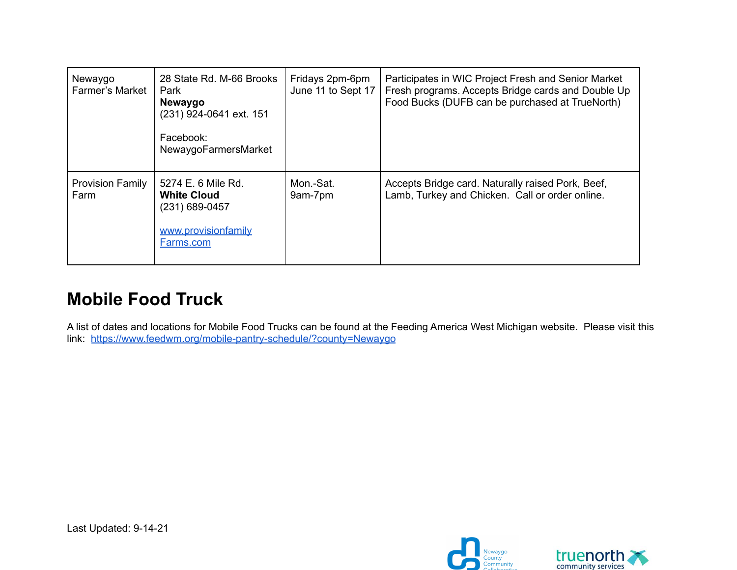| | | | |
|---|---|---|---|
| Newaygo Farmer's Market | 28 State Rd. M-66 Brooks Park **Newaygo** (231) 924-0641 ext. 151<br><br>Facebook: NewaygoFarmersMarket | Fridays 2pm-6pm June 11 to Sept 17 | Participates in WIC Project Fresh and Senior Market Fresh programs. Accepts Bridge cards and Double Up Food Bucks (DUFB can be purchased at TrueNorth) |
| Provision Family Farm | 5274 E. 6 Mile Rd. **White Cloud** (231) 689-0457<br><br>[www.provisionfamily Farms.com](www.provisionfamilyFarms.com) | Mon.-Sat. 9am-7pm | Accepts Bridge card. Naturally raised Pork, Beef, Lamb, Turkey and Chicken. Call or order online. |

## Mobile Food Truck

A list of dates and locations for Mobile Food Trucks can be found at the Feeding America West Michigan website. Please visit this link: [https://www.feedwm.org/mobile-pantry-schedule/?county=Newaygo](https://www.feedwm.org/mobile-pantry-schedule/?county=Newaygo)

Last Updated: 9-14-21

Newaygo County Community Collaborative

truenorth community services